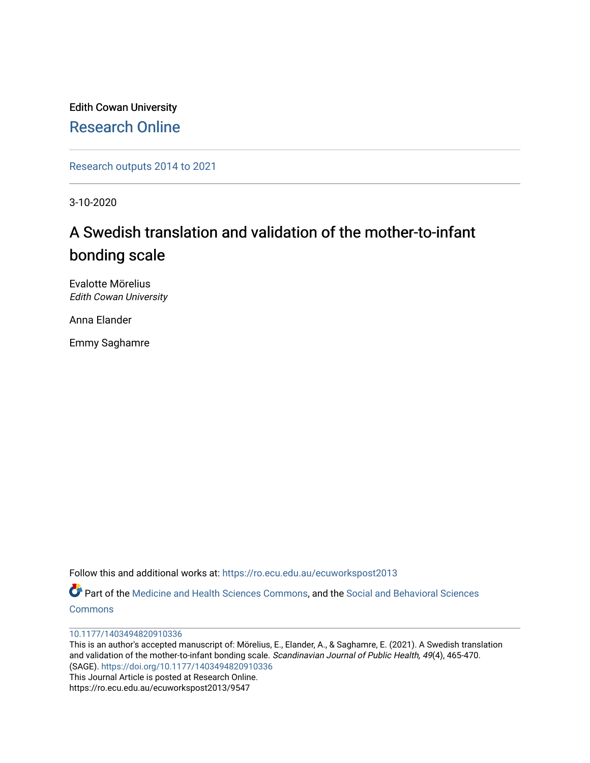Edith Cowan University

Research Online

Research outputs 2014 to 2021

3-10-2020

# A Swedish translation and validation of the mother-to-infant bonding scale

Evalotte Mörelius
*Edith Cowan University*

Anna Elander

Emmy Saghamre

Follow this and additional works at: https://ro.ecu.edu.au/ecuworkspost2013

Part of the Medicine and Health Sciences Commons, and the Social and Behavioral Sciences Commons

10.1177/1403494820910336

This is an author's accepted manuscript of: Mörelius, E., Elander, A., & Saghamre, E. (2021). A Swedish translation and validation of the mother-to-infant bonding scale. *Scandinavian Journal of Public Health, 49*(4), 465-470. (SAGE). https://doi.org/10.1177/1403494820910336

This Journal Article is posted at Research Online.
https://ro.ecu.edu.au/ecuworkspost2013/9547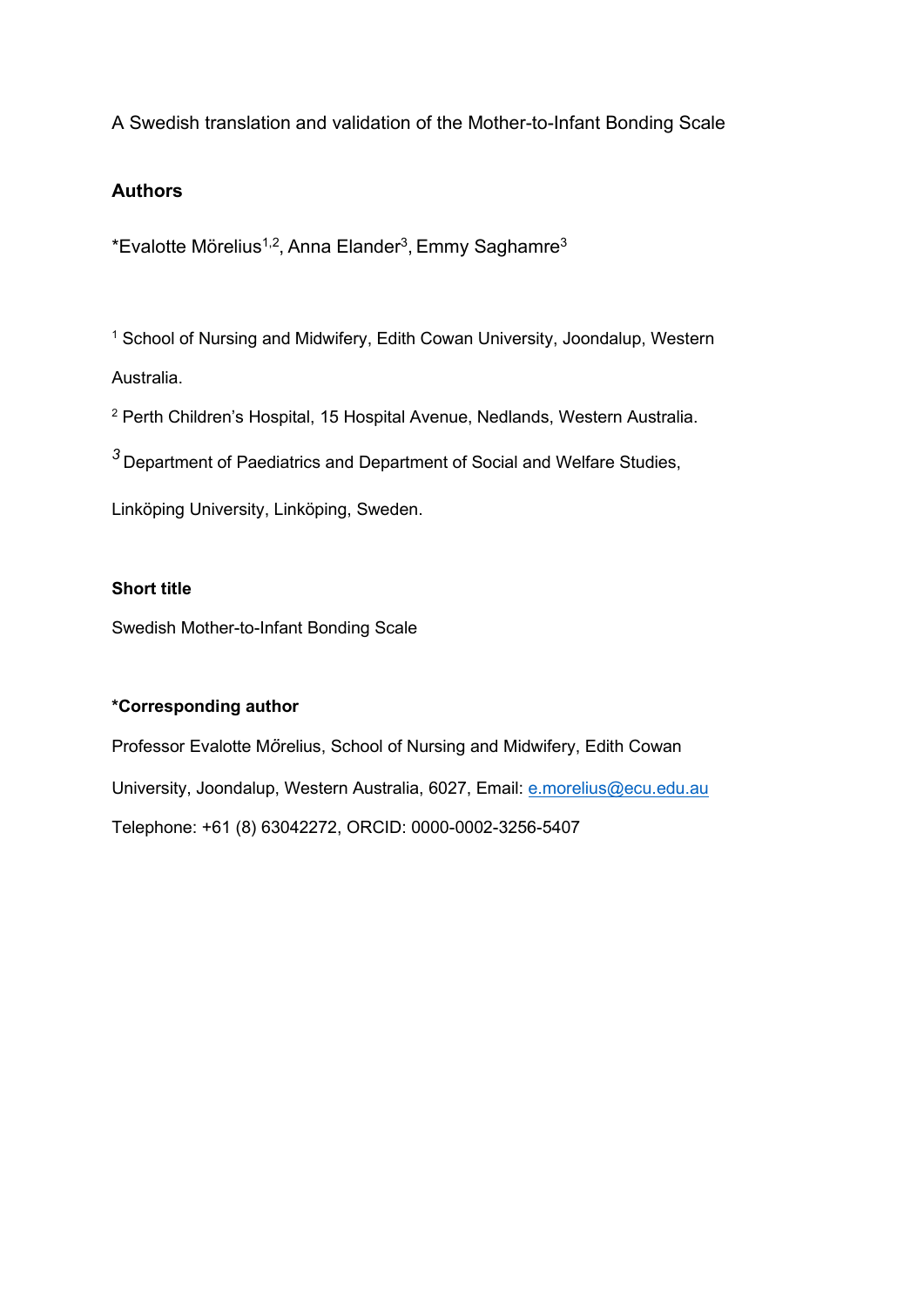A Swedish translation and validation of the Mother-to-Infant Bonding Scale

**Authors**

*Evalotte Mörelius[1,2], Anna Elander[3], Emmy Saghamre[3]

[1] School of Nursing and Midwifery, Edith Cowan University, Joondalup, Western Australia.

[2] Perth Children's Hospital, 15 Hospital Avenue, Nedlands, Western Australia.

[3] Department of Paediatrics and Department of Social and Welfare Studies, Linköping University, Linköping, Sweden.

**Short title**

Swedish Mother-to-Infant Bonding Scale

***Corresponding author**

Professor Evalotte Mörelius, School of Nursing and Midwifery, Edith Cowan University, Joondalup, Western Australia, 6027, Email: e.morelius@ecu.edu.au

Telephone: +61 (8) 63042272, ORCID: 0000-0002-3256-5407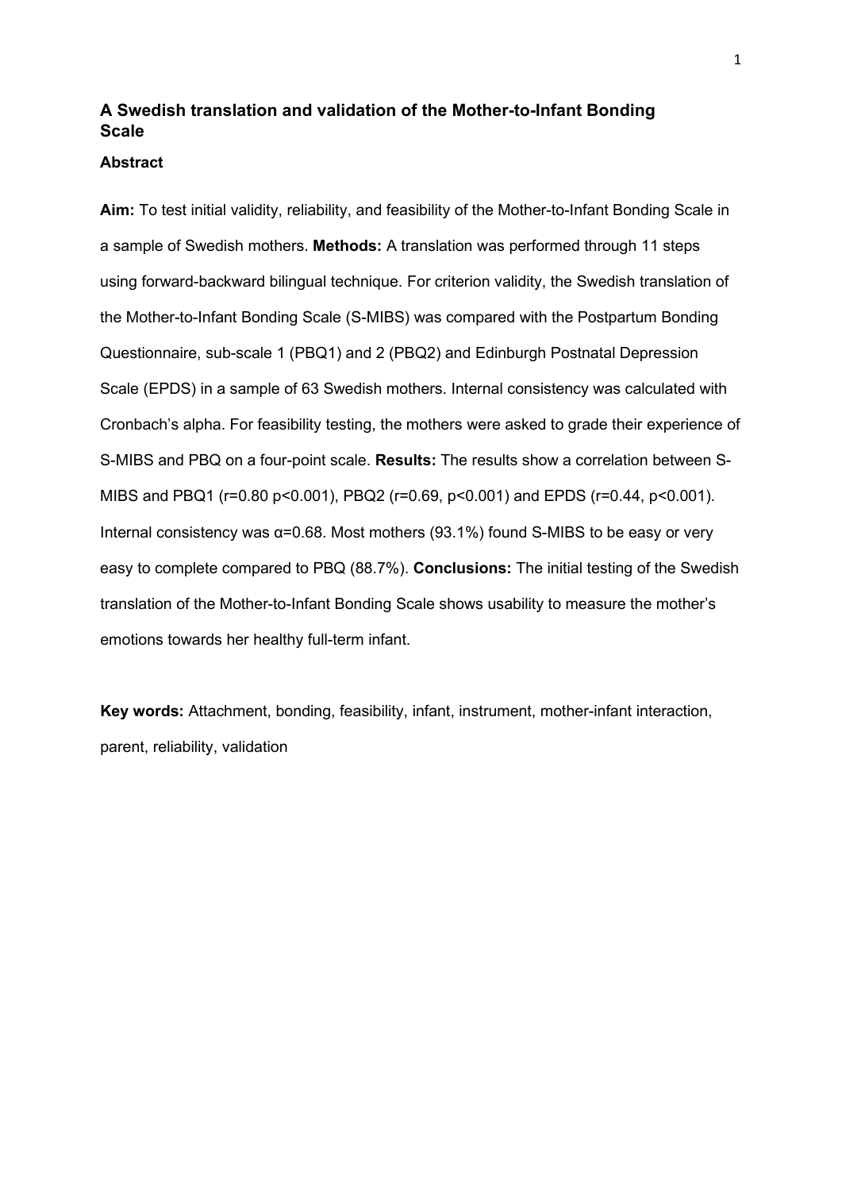## A Swedish translation and validation of the Mother-to-Infant Bonding Scale

### Abstract

**Aim:** To test initial validity, reliability, and feasibility of the Mother-to-Infant Bonding Scale in a sample of Swedish mothers. **Methods:** A translation was performed through 11 steps using forward-backward bilingual technique. For criterion validity, the Swedish translation of the Mother-to-Infant Bonding Scale (S-MIBS) was compared with the Postpartum Bonding Questionnaire, sub-scale 1 (PBQ1) and 2 (PBQ2) and Edinburgh Postnatal Depression Scale (EPDS) in a sample of 63 Swedish mothers. Internal consistency was calculated with Cronbach's alpha. For feasibility testing, the mothers were asked to grade their experience of S-MIBS and PBQ on a four-point scale. **Results:** The results show a correlation between S-MIBS and PBQ1 ($r=0.80$ $p<0.001$), PBQ2 ($r=0.69$, $p<0.001$) and EPDS ($r=0.44$, $p<0.001$). Internal consistency was $\alpha=0.68$. Most mothers (93.1%) found S-MIBS to be easy or very easy to complete compared to PBQ (88.7%). **Conclusions:** The initial testing of the Swedish translation of the Mother-to-Infant Bonding Scale shows usability to measure the mother's emotions towards her healthy full-term infant.

**Key words:** Attachment, bonding, feasibility, infant, instrument, mother-infant interaction, parent, reliability, validation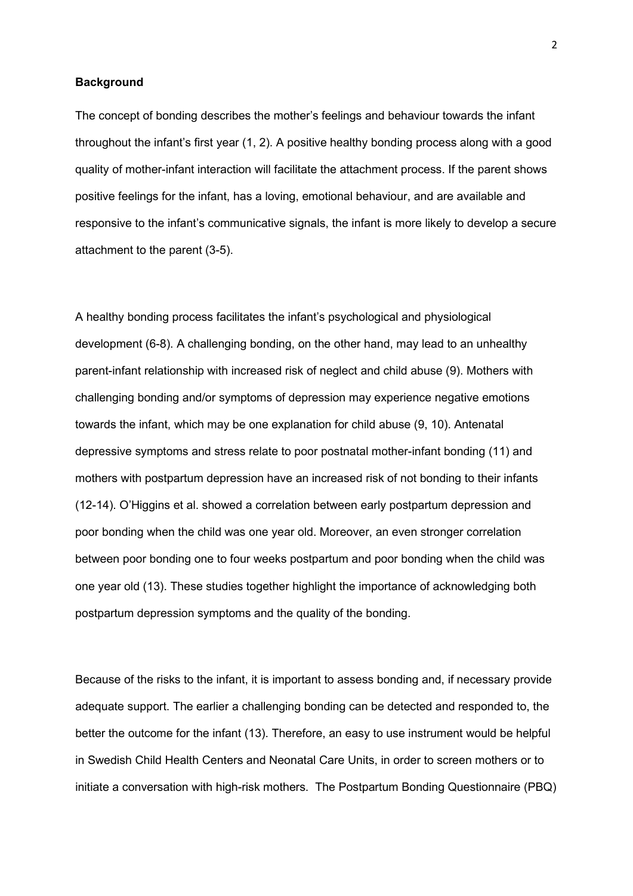## Background

The concept of bonding describes the mother's feelings and behaviour towards the infant throughout the infant's first year (1, 2). A positive healthy bonding process along with a good quality of mother-infant interaction will facilitate the attachment process. If the parent shows positive feelings for the infant, has a loving, emotional behaviour, and are available and responsive to the infant's communicative signals, the infant is more likely to develop a secure attachment to the parent (3-5).

A healthy bonding process facilitates the infant's psychological and physiological development (6-8). A challenging bonding, on the other hand, may lead to an unhealthy parent-infant relationship with increased risk of neglect and child abuse (9). Mothers with challenging bonding and/or symptoms of depression may experience negative emotions towards the infant, which may be one explanation for child abuse (9, 10). Antenatal depressive symptoms and stress relate to poor postnatal mother-infant bonding (11) and mothers with postpartum depression have an increased risk of not bonding to their infants (12-14). O'Higgins et al. showed a correlation between early postpartum depression and poor bonding when the child was one year old. Moreover, an even stronger correlation between poor bonding one to four weeks postpartum and poor bonding when the child was one year old (13). These studies together highlight the importance of acknowledging both postpartum depression symptoms and the quality of the bonding.

Because of the risks to the infant, it is important to assess bonding and, if necessary provide adequate support. The earlier a challenging bonding can be detected and responded to, the better the outcome for the infant (13). Therefore, an easy to use instrument would be helpful in Swedish Child Health Centers and Neonatal Care Units, in order to screen mothers or to initiate a conversation with high-risk mothers. The Postpartum Bonding Questionnaire (PBQ)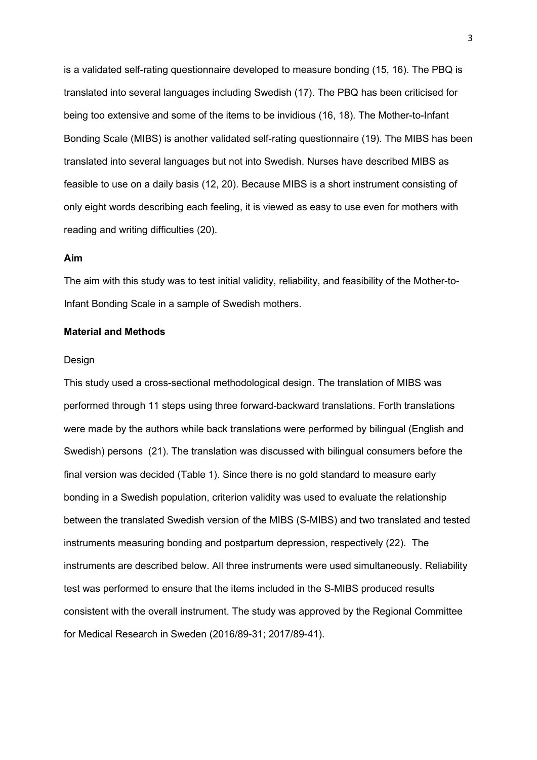is a validated self-rating questionnaire developed to measure bonding (15, 16). The PBQ is translated into several languages including Swedish (17). The PBQ has been criticised for being too extensive and some of the items to be invidious (16, 18). The Mother-to-Infant Bonding Scale (MIBS) is another validated self-rating questionnaire (19). The MIBS has been translated into several languages but not into Swedish. Nurses have described MIBS as feasible to use on a daily basis (12, 20). Because MIBS is a short instrument consisting of only eight words describing each feeling, it is viewed as easy to use even for mothers with reading and writing difficulties (20).

**Aim**

The aim with this study was to test initial validity, reliability, and feasibility of the Mother-to-Infant Bonding Scale in a sample of Swedish mothers.

**Material and Methods**

Design

This study used a cross-sectional methodological design. The translation of MIBS was performed through 11 steps using three forward-backward translations. Forth translations were made by the authors while back translations were performed by bilingual (English and Swedish) persons (21). The translation was discussed with bilingual consumers before the final version was decided (Table 1). Since there is no gold standard to measure early bonding in a Swedish population, criterion validity was used to evaluate the relationship between the translated Swedish version of the MIBS (S-MIBS) and two translated and tested instruments measuring bonding and postpartum depression, respectively (22). The instruments are described below. All three instruments were used simultaneously. Reliability test was performed to ensure that the items included in the S-MIBS produced results consistent with the overall instrument. The study was approved by the Regional Committee for Medical Research in Sweden (2016/89-31; 2017/89-41).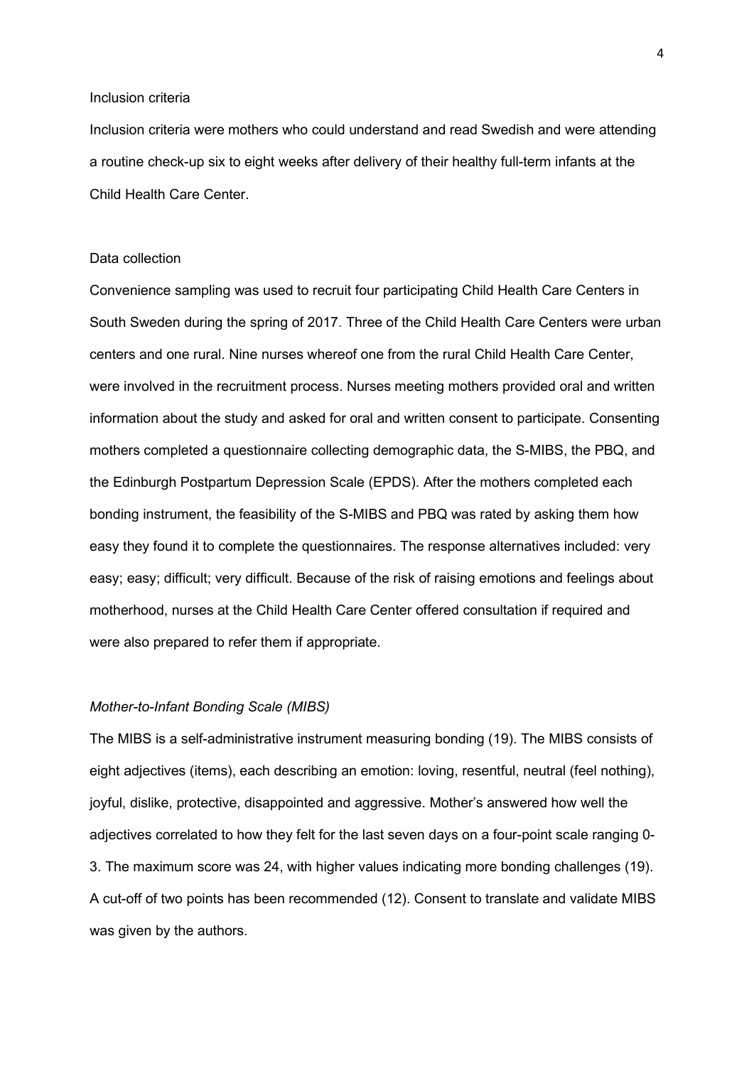Inclusion criteria

Inclusion criteria were mothers who could understand and read Swedish and were attending a routine check-up six to eight weeks after delivery of their healthy full-term infants at the Child Health Care Center.

Data collection

Convenience sampling was used to recruit four participating Child Health Care Centers in South Sweden during the spring of 2017. Three of the Child Health Care Centers were urban centers and one rural. Nine nurses whereof one from the rural Child Health Care Center, were involved in the recruitment process. Nurses meeting mothers provided oral and written information about the study and asked for oral and written consent to participate. Consenting mothers completed a questionnaire collecting demographic data, the S-MIBS, the PBQ, and the Edinburgh Postpartum Depression Scale (EPDS). After the mothers completed each bonding instrument, the feasibility of the S-MIBS and PBQ was rated by asking them how easy they found it to complete the questionnaires. The response alternatives included: very easy; easy; difficult; very difficult. Because of the risk of raising emotions and feelings about motherhood, nurses at the Child Health Care Center offered consultation if required and were also prepared to refer them if appropriate.

*Mother-to-Infant Bonding Scale (MIBS)*

The MIBS is a self-administrative instrument measuring bonding (19). The MIBS consists of eight adjectives (items), each describing an emotion: loving, resentful, neutral (feel nothing), joyful, dislike, protective, disappointed and aggressive. Mother's answered how well the adjectives correlated to how they felt for the last seven days on a four-point scale ranging 0-3. The maximum score was 24, with higher values indicating more bonding challenges (19). A cut-off of two points has been recommended (12). Consent to translate and validate MIBS was given by the authors.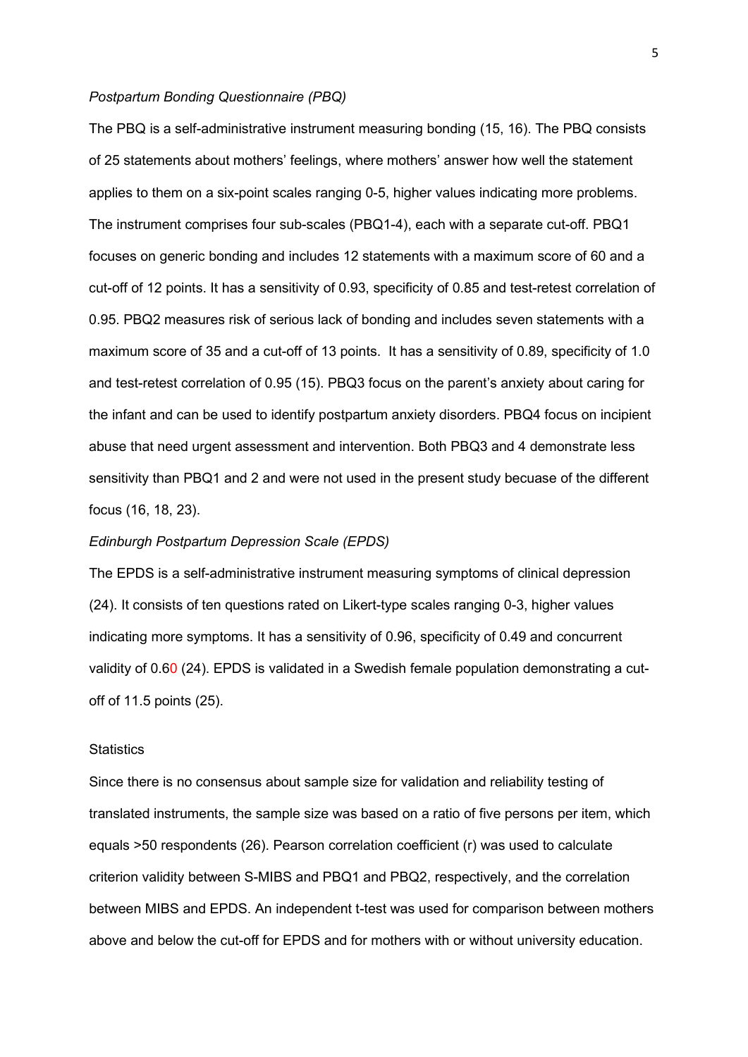*Postpartum Bonding Questionnaire (PBQ)*

The PBQ is a self-administrative instrument measuring bonding (15, 16). The PBQ consists of 25 statements about mothers' feelings, where mothers' answer how well the statement applies to them on a six-point scales ranging 0-5, higher values indicating more problems. The instrument comprises four sub-scales (PBQ1-4), each with a separate cut-off. PBQ1 focuses on generic bonding and includes 12 statements with a maximum score of 60 and a cut-off of 12 points. It has a sensitivity of 0.93, specificity of 0.85 and test-retest correlation of 0.95. PBQ2 measures risk of serious lack of bonding and includes seven statements with a maximum score of 35 and a cut-off of 13 points. It has a sensitivity of 0.89, specificity of 1.0 and test-retest correlation of 0.95 (15). PBQ3 focus on the parent's anxiety about caring for the infant and can be used to identify postpartum anxiety disorders. PBQ4 focus on incipient abuse that need urgent assessment and intervention. Both PBQ3 and 4 demonstrate less sensitivity than PBQ1 and 2 and were not used in the present study becuase of the different focus (16, 18, 23).

*Edinburgh Postpartum Depression Scale (EPDS)*

The EPDS is a self-administrative instrument measuring symptoms of clinical depression (24). It consists of ten questions rated on Likert-type scales ranging 0-3, higher values indicating more symptoms. It has a sensitivity of 0.96, specificity of 0.49 and concurrent validity of 0.60 (24). EPDS is validated in a Swedish female population demonstrating a cut-off of 11.5 points (25).

Statistics

Since there is no consensus about sample size for validation and reliability testing of translated instruments, the sample size was based on a ratio of five persons per item, which equals >50 respondents (26). Pearson correlation coefficient (r) was used to calculate criterion validity between S-MIBS and PBQ1 and PBQ2, respectively, and the correlation between MIBS and EPDS. An independent t-test was used for comparison between mothers above and below the cut-off for EPDS and for mothers with or without university education.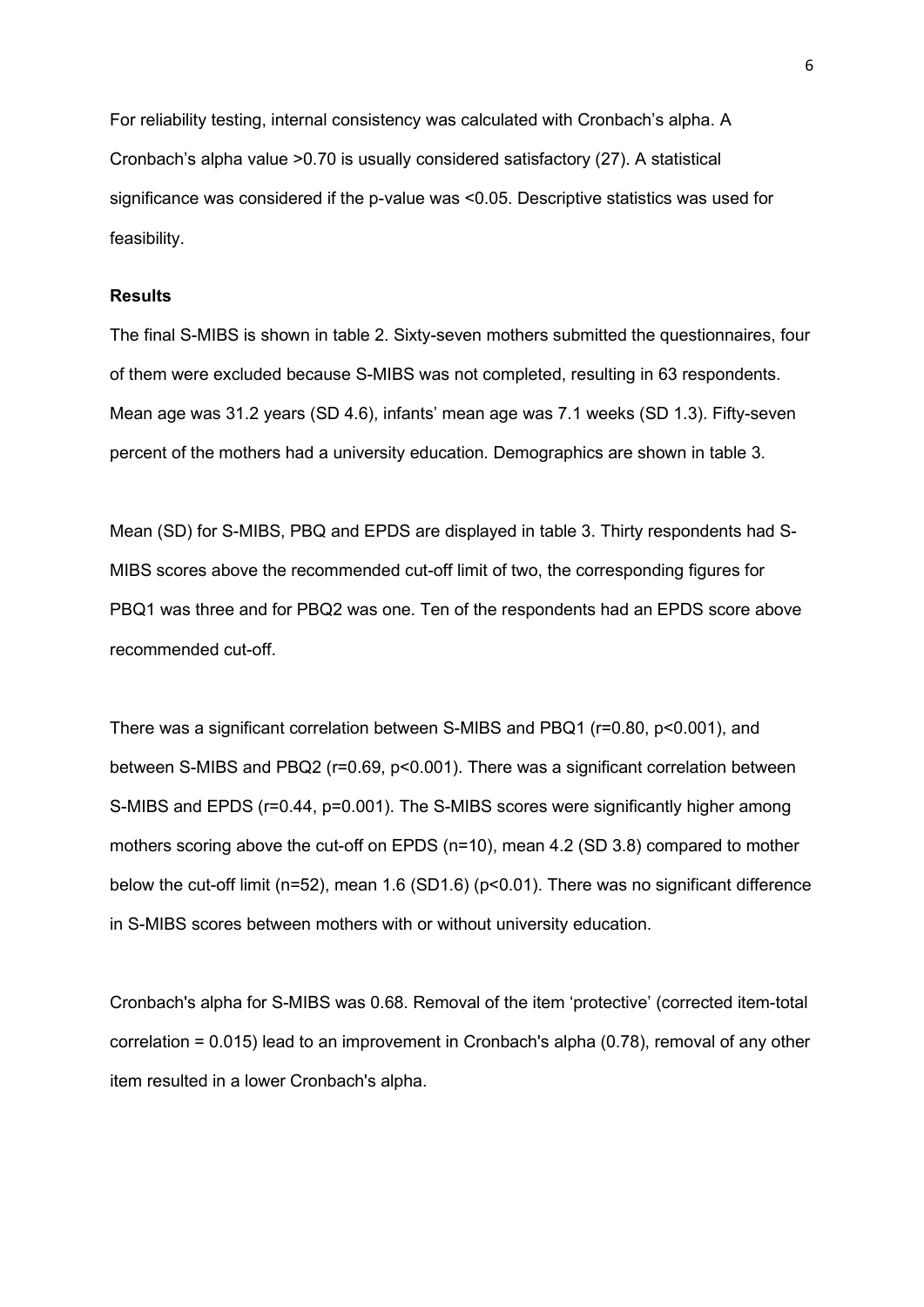For reliability testing, internal consistency was calculated with Cronbach's alpha. A Cronbach's alpha value >0.70 is usually considered satisfactory (27). A statistical significance was considered if the p-value was <0.05. Descriptive statistics was used for feasibility.

## Results

The final S-MIBS is shown in table 2. Sixty-seven mothers submitted the questionnaires, four of them were excluded because S-MIBS was not completed, resulting in 63 respondents. Mean age was 31.2 years (SD 4.6), infants' mean age was 7.1 weeks (SD 1.3). Fifty-seven percent of the mothers had a university education. Demographics are shown in table 3.

Mean (SD) for S-MIBS, PBQ and EPDS are displayed in table 3. Thirty respondents had S-MIBS scores above the recommended cut-off limit of two, the corresponding figures for PBQ1 was three and for PBQ2 was one. Ten of the respondents had an EPDS score above recommended cut-off.

There was a significant correlation between S-MIBS and PBQ1 ($r=0.80$, $p<0.001$), and between S-MIBS and PBQ2 ($r=0.69$, $p<0.001$). There was a significant correlation between S-MIBS and EPDS ($r=0.44$, $p=0.001$). The S-MIBS scores were significantly higher among mothers scoring above the cut-off on EPDS (n=10), mean 4.2 (SD 3.8) compared to mother below the cut-off limit (n=52), mean 1.6 (SD1.6) ($p<0.01$). There was no significant difference in S-MIBS scores between mothers with or without university education.

Cronbach's alpha for S-MIBS was 0.68. Removal of the item 'protective' (corrected item-total correlation = 0.015) lead to an improvement in Cronbach's alpha (0.78), removal of any other item resulted in a lower Cronbach's alpha.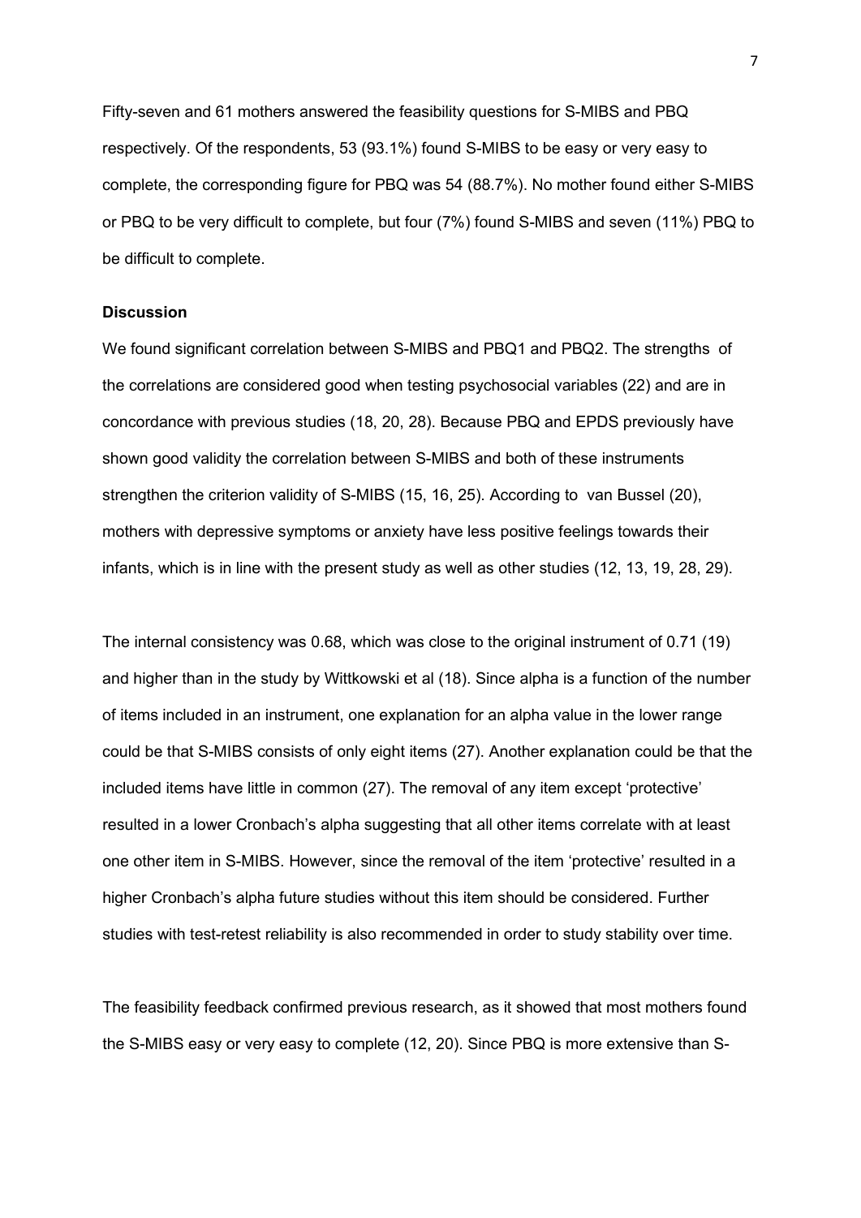Fifty-seven and 61 mothers answered the feasibility questions for S-MIBS and PBQ respectively. Of the respondents, 53 (93.1%) found S-MIBS to be easy or very easy to complete, the corresponding figure for PBQ was 54 (88.7%). No mother found either S-MIBS or PBQ to be very difficult to complete, but four (7%) found S-MIBS and seven (11%) PBQ to be difficult to complete.

**Discussion**

We found significant correlation between S-MIBS and PBQ1 and PBQ2. The strengths of the correlations are considered good when testing psychosocial variables (22) and are in concordance with previous studies (18, 20, 28). Because PBQ and EPDS previously have shown good validity the correlation between S-MIBS and both of these instruments strengthen the criterion validity of S-MIBS (15, 16, 25). According to van Bussel (20), mothers with depressive symptoms or anxiety have less positive feelings towards their infants, which is in line with the present study as well as other studies (12, 13, 19, 28, 29).

The internal consistency was 0.68, which was close to the original instrument of 0.71 (19) and higher than in the study by Wittkowski et al (18). Since alpha is a function of the number of items included in an instrument, one explanation for an alpha value in the lower range could be that S-MIBS consists of only eight items (27). Another explanation could be that the included items have little in common (27). The removal of any item except 'protective' resulted in a lower Cronbach's alpha suggesting that all other items correlate with at least one other item in S-MIBS. However, since the removal of the item 'protective' resulted in a higher Cronbach's alpha future studies without this item should be considered. Further studies with test-retest reliability is also recommended in order to study stability over time.

The feasibility feedback confirmed previous research, as it showed that most mothers found the S-MIBS easy or very easy to complete (12, 20). Since PBQ is more extensive than S-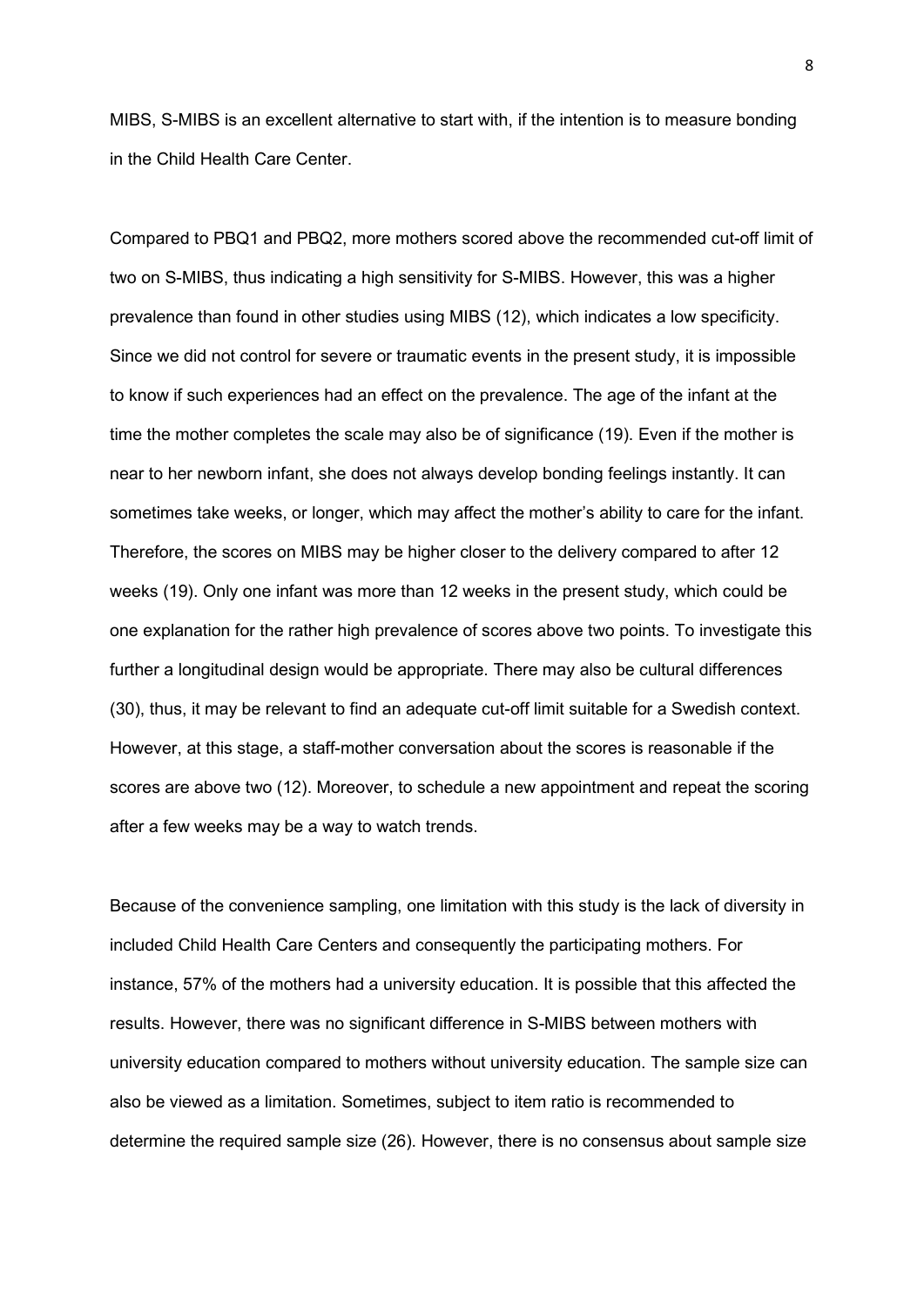MIBS, S-MIBS is an excellent alternative to start with, if the intention is to measure bonding in the Child Health Care Center.

Compared to PBQ1 and PBQ2, more mothers scored above the recommended cut-off limit of two on S-MIBS, thus indicating a high sensitivity for S-MIBS. However, this was a higher prevalence than found in other studies using MIBS (12), which indicates a low specificity. Since we did not control for severe or traumatic events in the present study, it is impossible to know if such experiences had an effect on the prevalence. The age of the infant at the time the mother completes the scale may also be of significance (19). Even if the mother is near to her newborn infant, she does not always develop bonding feelings instantly. It can sometimes take weeks, or longer, which may affect the mother's ability to care for the infant. Therefore, the scores on MIBS may be higher closer to the delivery compared to after 12 weeks (19). Only one infant was more than 12 weeks in the present study, which could be one explanation for the rather high prevalence of scores above two points. To investigate this further a longitudinal design would be appropriate. There may also be cultural differences (30), thus, it may be relevant to find an adequate cut-off limit suitable for a Swedish context. However, at this stage, a staff-mother conversation about the scores is reasonable if the scores are above two (12). Moreover, to schedule a new appointment and repeat the scoring after a few weeks may be a way to watch trends.

Because of the convenience sampling, one limitation with this study is the lack of diversity in included Child Health Care Centers and consequently the participating mothers. For instance, 57% of the mothers had a university education. It is possible that this affected the results. However, there was no significant difference in S-MIBS between mothers with university education compared to mothers without university education. The sample size can also be viewed as a limitation. Sometimes, subject to item ratio is recommended to determine the required sample size (26). However, there is no consensus about sample size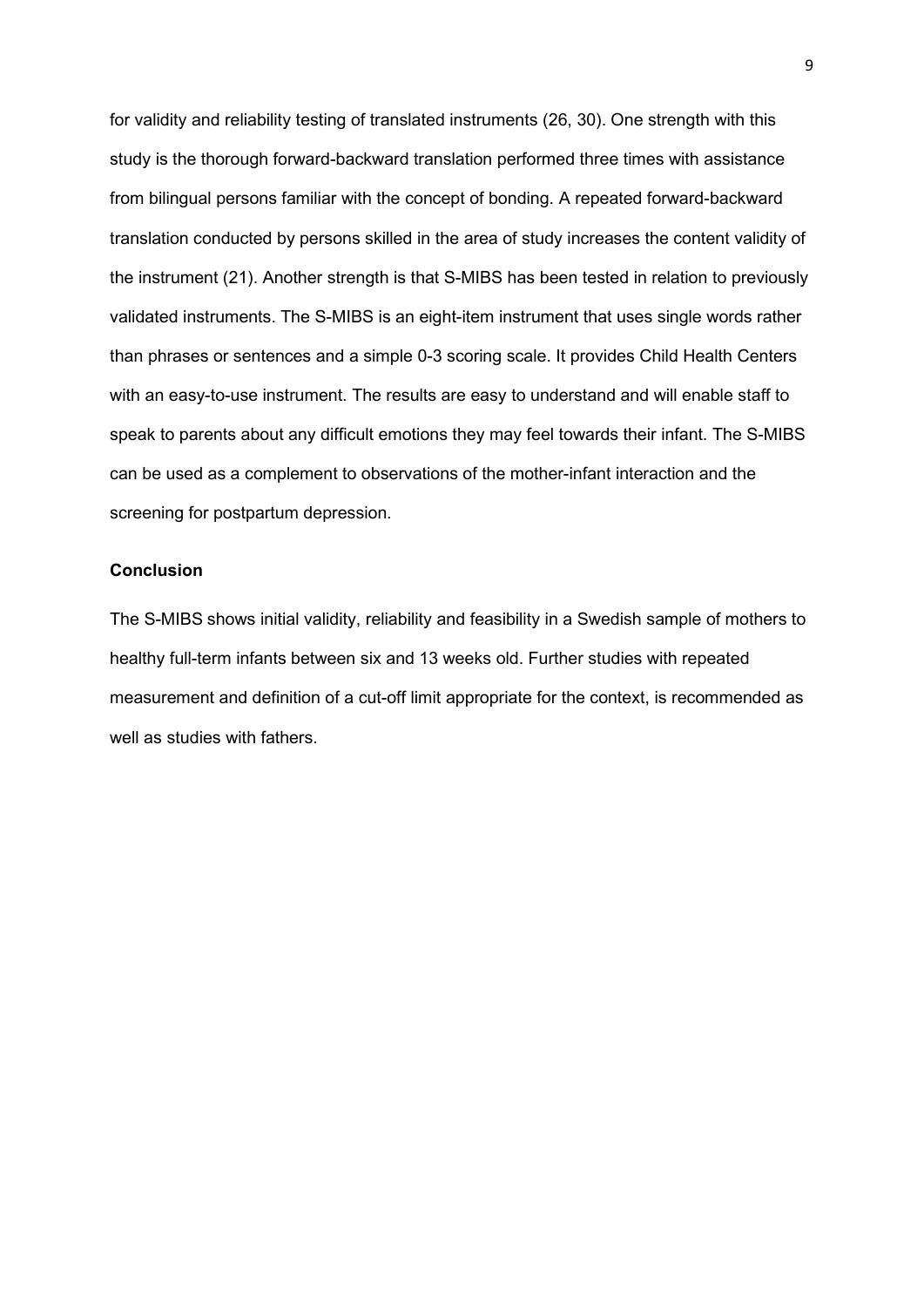for validity and reliability testing of translated instruments (26, 30). One strength with this study is the thorough forward-backward translation performed three times with assistance from bilingual persons familiar with the concept of bonding. A repeated forward-backward translation conducted by persons skilled in the area of study increases the content validity of the instrument (21). Another strength is that S-MIBS has been tested in relation to previously validated instruments. The S-MIBS is an eight-item instrument that uses single words rather than phrases or sentences and a simple 0-3 scoring scale. It provides Child Health Centers with an easy-to-use instrument. The results are easy to understand and will enable staff to speak to parents about any difficult emotions they may feel towards their infant. The S-MIBS can be used as a complement to observations of the mother-infant interaction and the screening for postpartum depression.

**Conclusion**

The S-MIBS shows initial validity, reliability and feasibility in a Swedish sample of mothers to healthy full-term infants between six and 13 weeks old. Further studies with repeated measurement and definition of a cut-off limit appropriate for the context, is recommended as well as studies with fathers.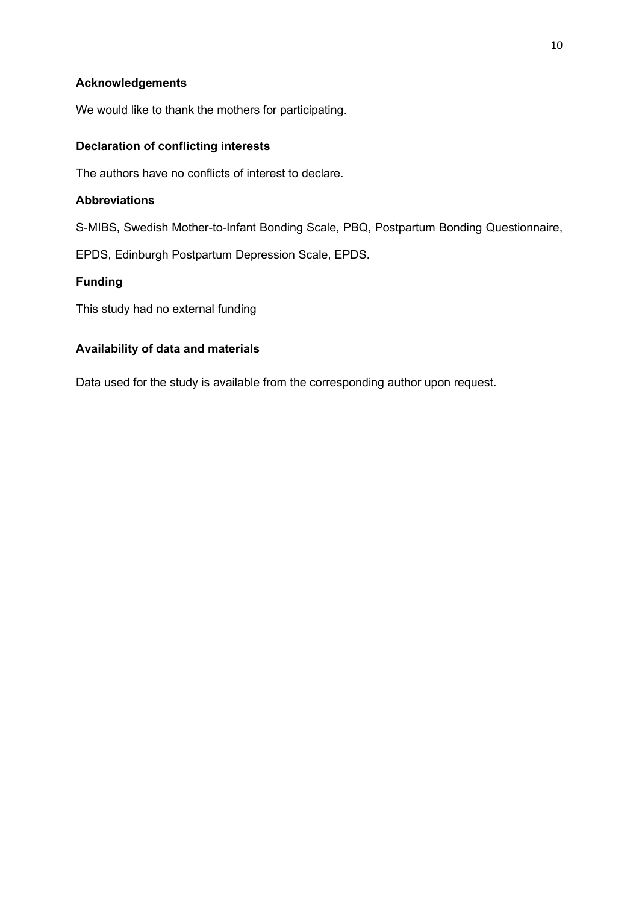## Acknowledgements

We would like to thank the mothers for participating.

## Declaration of conflicting interests

The authors have no conflicts of interest to declare.

## Abbreviations

S-MIBS, Swedish Mother-to-Infant Bonding Scale**,** PBQ**,** Postpartum Bonding Questionnaire, EPDS, Edinburgh Postpartum Depression Scale, EPDS.

## Funding

This study had no external funding

## Availability of data and materials

Data used for the study is available from the corresponding author upon request.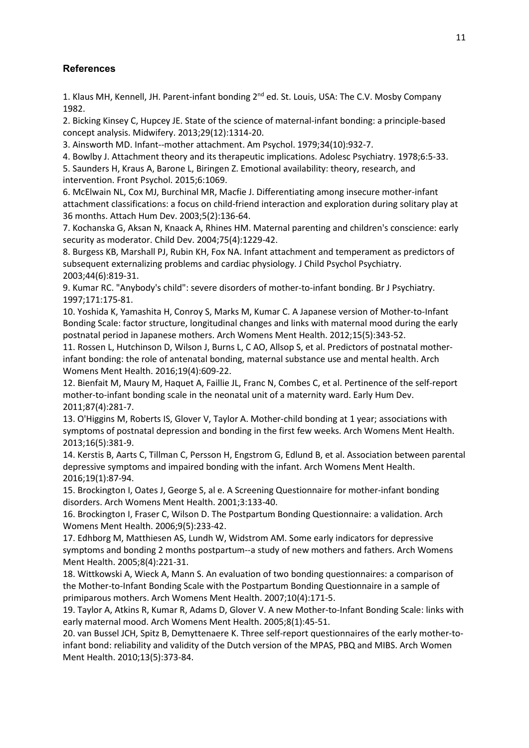## References

1. Klaus MH, Kennell, JH. Parent-infant bonding 2nd ed. St. Louis, USA: The C.V. Mosby Company 1982.
2. Bicking Kinsey C, Hupcey JE. State of the science of maternal-infant bonding: a principle-based concept analysis. Midwifery. 2013;29(12):1314-20.
3. Ainsworth MD. Infant--mother attachment. Am Psychol. 1979;34(10):932-7.
4. Bowlby J. Attachment theory and its therapeutic implications. Adolesc Psychiatry. 1978;6:5-33.
5. Saunders H, Kraus A, Barone L, Biringen Z. Emotional availability: theory, research, and intervention. Front Psychol. 2015;6:1069.
6. McElwain NL, Cox MJ, Burchinal MR, Macfie J. Differentiating among insecure mother-infant attachment classifications: a focus on child-friend interaction and exploration during solitary play at 36 months. Attach Hum Dev. 2003;5(2):136-64.
7. Kochanska G, Aksan N, Knaack A, Rhines HM. Maternal parenting and children's conscience: early security as moderator. Child Dev. 2004;75(4):1229-42.
8. Burgess KB, Marshall PJ, Rubin KH, Fox NA. Infant attachment and temperament as predictors of subsequent externalizing problems and cardiac physiology. J Child Psychol Psychiatry. 2003;44(6):819-31.
9. Kumar RC. "Anybody's child": severe disorders of mother-to-infant bonding. Br J Psychiatry. 1997;171:175-81.
10. Yoshida K, Yamashita H, Conroy S, Marks M, Kumar C. A Japanese version of Mother-to-Infant Bonding Scale: factor structure, longitudinal changes and links with maternal mood during the early postnatal period in Japanese mothers. Arch Womens Ment Health. 2012;15(5):343-52.
11. Rossen L, Hutchinson D, Wilson J, Burns L, C AO, Allsop S, et al. Predictors of postnatal mother-infant bonding: the role of antenatal bonding, maternal substance use and mental health. Arch Womens Ment Health. 2016;19(4):609-22.
12. Bienfait M, Maury M, Haquet A, Faillie JL, Franc N, Combes C, et al. Pertinence of the self-report mother-to-infant bonding scale in the neonatal unit of a maternity ward. Early Hum Dev. 2011;87(4):281-7.
13. O'Higgins M, Roberts IS, Glover V, Taylor A. Mother-child bonding at 1 year; associations with symptoms of postnatal depression and bonding in the first few weeks. Arch Womens Ment Health. 2013;16(5):381-9.
14. Kerstis B, Aarts C, Tillman C, Persson H, Engstrom G, Edlund B, et al. Association between parental depressive symptoms and impaired bonding with the infant. Arch Womens Ment Health. 2016;19(1):87-94.
15. Brockington I, Oates J, George S, al e. A Screening Questionnaire for mother-infant bonding disorders. Arch Womens Ment Health. 2001;3:133-40.
16. Brockington I, Fraser C, Wilson D. The Postpartum Bonding Questionnaire: a validation. Arch Womens Ment Health. 2006;9(5):233-42.
17. Edhborg M, Matthiesen AS, Lundh W, Widstrom AM. Some early indicators for depressive symptoms and bonding 2 months postpartum--a study of new mothers and fathers. Arch Womens Ment Health. 2005;8(4):221-31.
18. Wittkowski A, Wieck A, Mann S. An evaluation of two bonding questionnaires: a comparison of the Mother-to-Infant Bonding Scale with the Postpartum Bonding Questionnaire in a sample of primiparous mothers. Arch Womens Ment Health. 2007;10(4):171-5.
19. Taylor A, Atkins R, Kumar R, Adams D, Glover V. A new Mother-to-Infant Bonding Scale: links with early maternal mood. Arch Womens Ment Health. 2005;8(1):45-51.
20. van Bussel JCH, Spitz B, Demyttenaere K. Three self-report questionnaires of the early mother-to-infant bond: reliability and validity of the Dutch version of the MPAS, PBQ and MIBS. Arch Women Ment Health. 2010;13(5):373-84.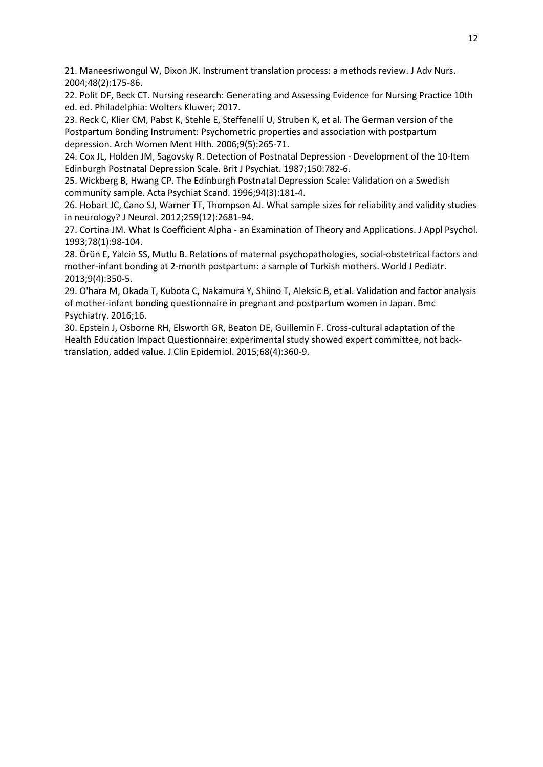21. Maneesriwongul W, Dixon JK. Instrument translation process: a methods review. J Adv Nurs. 2004;48(2):175-86.

22. Polit DF, Beck CT. Nursing research: Generating and Assessing Evidence for Nursing Practice 10th ed. ed. Philadelphia: Wolters Kluwer; 2017.

23. Reck C, Klier CM, Pabst K, Stehle E, Steffenelli U, Struben K, et al. The German version of the Postpartum Bonding Instrument: Psychometric properties and association with postpartum depression. Arch Women Ment Hlth. 2006;9(5):265-71.

24. Cox JL, Holden JM, Sagovsky R. Detection of Postnatal Depression - Development of the 10-Item Edinburgh Postnatal Depression Scale. Brit J Psychiat. 1987;150:782-6.

25. Wickberg B, Hwang CP. The Edinburgh Postnatal Depression Scale: Validation on a Swedish community sample. Acta Psychiat Scand. 1996;94(3):181-4.

26. Hobart JC, Cano SJ, Warner TT, Thompson AJ. What sample sizes for reliability and validity studies in neurology? J Neurol. 2012;259(12):2681-94.

27. Cortina JM. What Is Coefficient Alpha - an Examination of Theory and Applications. J Appl Psychol. 1993;78(1):98-104.

28. Örün E, Yalcin SS, Mutlu B. Relations of maternal psychopathologies, social-obstetrical factors and mother-infant bonding at 2-month postpartum: a sample of Turkish mothers. World J Pediatr. 2013;9(4):350-5.

29. O'hara M, Okada T, Kubota C, Nakamura Y, Shiino T, Aleksic B, et al. Validation and factor analysis of mother-infant bonding questionnaire in pregnant and postpartum women in Japan. Bmc Psychiatry. 2016;16.

30. Epstein J, Osborne RH, Elsworth GR, Beaton DE, Guillemin F. Cross-cultural adaptation of the Health Education Impact Questionnaire: experimental study showed expert committee, not back-translation, added value. J Clin Epidemiol. 2015;68(4):360-9.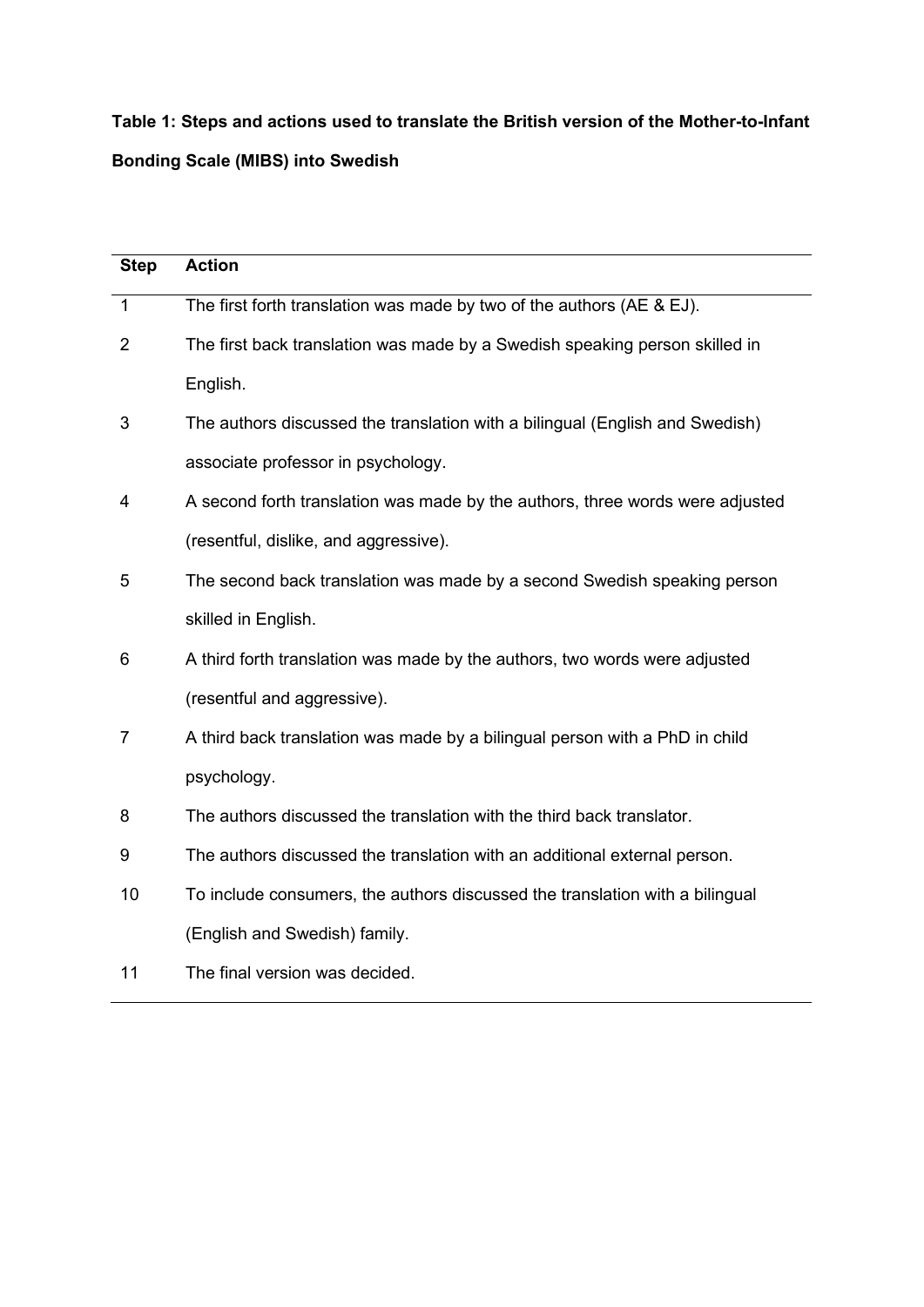**Table 1: Steps and actions used to translate the British version of the Mother-to-Infant Bonding Scale (MIBS) into Swedish**

| Step | Action |
|---|---|
| 1 | The first forth translation was made by two of the authors (AE & EJ). |
| 2 | The first back translation was made by a Swedish speaking person skilled in English. |
| 3 | The authors discussed the translation with a bilingual (English and Swedish) associate professor in psychology. |
| 4 | A second forth translation was made by the authors, three words were adjusted (resentful, dislike, and aggressive). |
| 5 | The second back translation was made by a second Swedish speaking person skilled in English. |
| 6 | A third forth translation was made by the authors, two words were adjusted (resentful and aggressive). |
| 7 | A third back translation was made by a bilingual person with a PhD in child psychology. |
| 8 | The authors discussed the translation with the third back translator. |
| 9 | The authors discussed the translation with an additional external person. |
| 10 | To include consumers, the authors discussed the translation with a bilingual (English and Swedish) family. |
| 11 | The final version was decided. |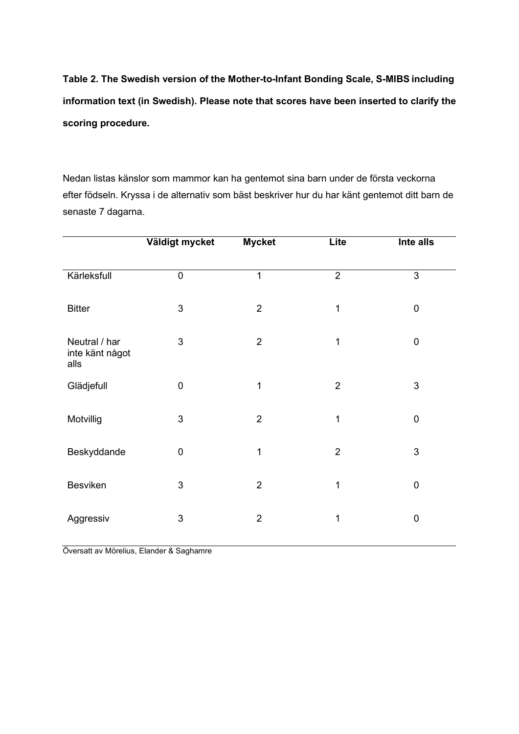**Table 2. The Swedish version of the Mother-to-Infant Bonding Scale, S-MIBS including information text (in Swedish). Please note that scores have been inserted to clarify the scoring procedure.**

Nedan listas känslor som mammor kan ha gentemot sina barn under de första veckorna efter födseln. Kryssa i de alternativ som bäst beskriver hur du har känt gentemot ditt barn de senaste 7 dagarna.

| | Väldigt mycket | Mycket | Lite | Inte alls |
|---|---|---|---|---|
| Kärleksfull | 0 | 1 | 2 | 3 |
| Bitter | 3 | 2 | 1 | 0 |
| Neutral / har inte känt något alls | 3 | 2 | 1 | 0 |
| Glädjefull | 0 | 1 | 2 | 3 |
| Motvillig | 3 | 2 | 1 | 0 |
| Beskyddande | 0 | 1 | 2 | 3 |
| Besviken | 3 | 2 | 1 | 0 |
| Aggressiv | 3 | 2 | 1 | 0 |

Översatt av Mörelius, Elander & Saghamre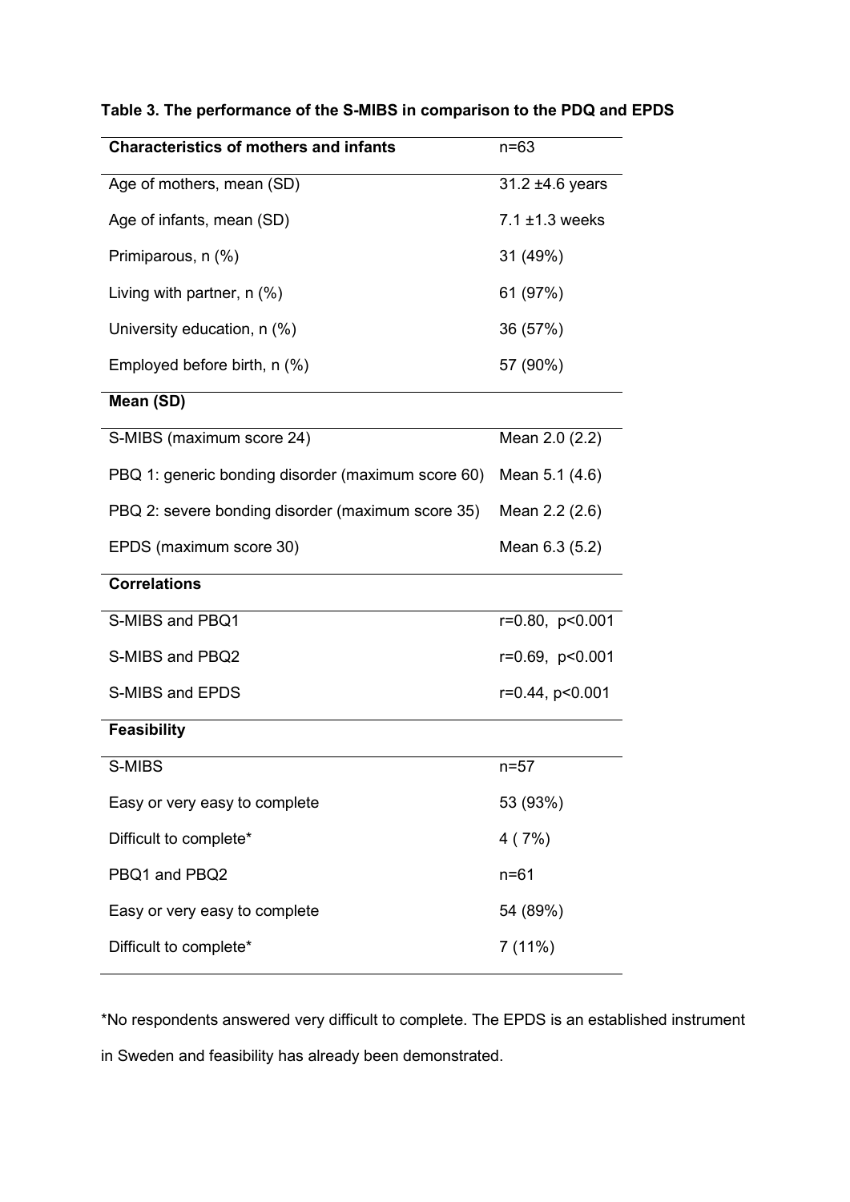**Table 3. The performance of the S-MIBS in comparison to the PDQ and EPDS**

| Characteristics of mothers and infants | n=63 |
|---|---|
| Age of mothers, mean (SD) | 31.2 ±4.6 years |
| Age of infants, mean (SD) | 7.1 ±1.3 weeks |
| Primiparous, n (%) | 31 (49%) |
| Living with partner, n (%) | 61 (97%) |
| University education, n (%) | 36 (57%) |
| Employed before birth, n (%) | 57 (90%) |
| **Mean (SD)** | |
| S-MIBS (maximum score 24) | Mean 2.0 (2.2) |
| PBQ 1: generic bonding disorder (maximum score 60) | Mean 5.1 (4.6) |
| PBQ 2: severe bonding disorder (maximum score 35) | Mean 2.2 (2.6) |
| EPDS (maximum score 30) | Mean 6.3 (5.2) |
| **Correlations** | |
| S-MIBS and PBQ1 | r=0.80, p<0.001 |
| S-MIBS and PBQ2 | r=0.69, p<0.001 |
| S-MIBS and EPDS | r=0.44, p<0.001 |
| **Feasibility** | |
| S-MIBS | n=57 |
| Easy or very easy to complete | 53 (93%) |
| Difficult to complete* | 4 ( 7%) |
| PBQ1 and PBQ2 | n=61 |
| Easy or very easy to complete | 54 (89%) |
| Difficult to complete* | 7 (11%) |

*No respondents answered very difficult to complete. The EPDS is an established instrument in Sweden and feasibility has already been demonstrated.